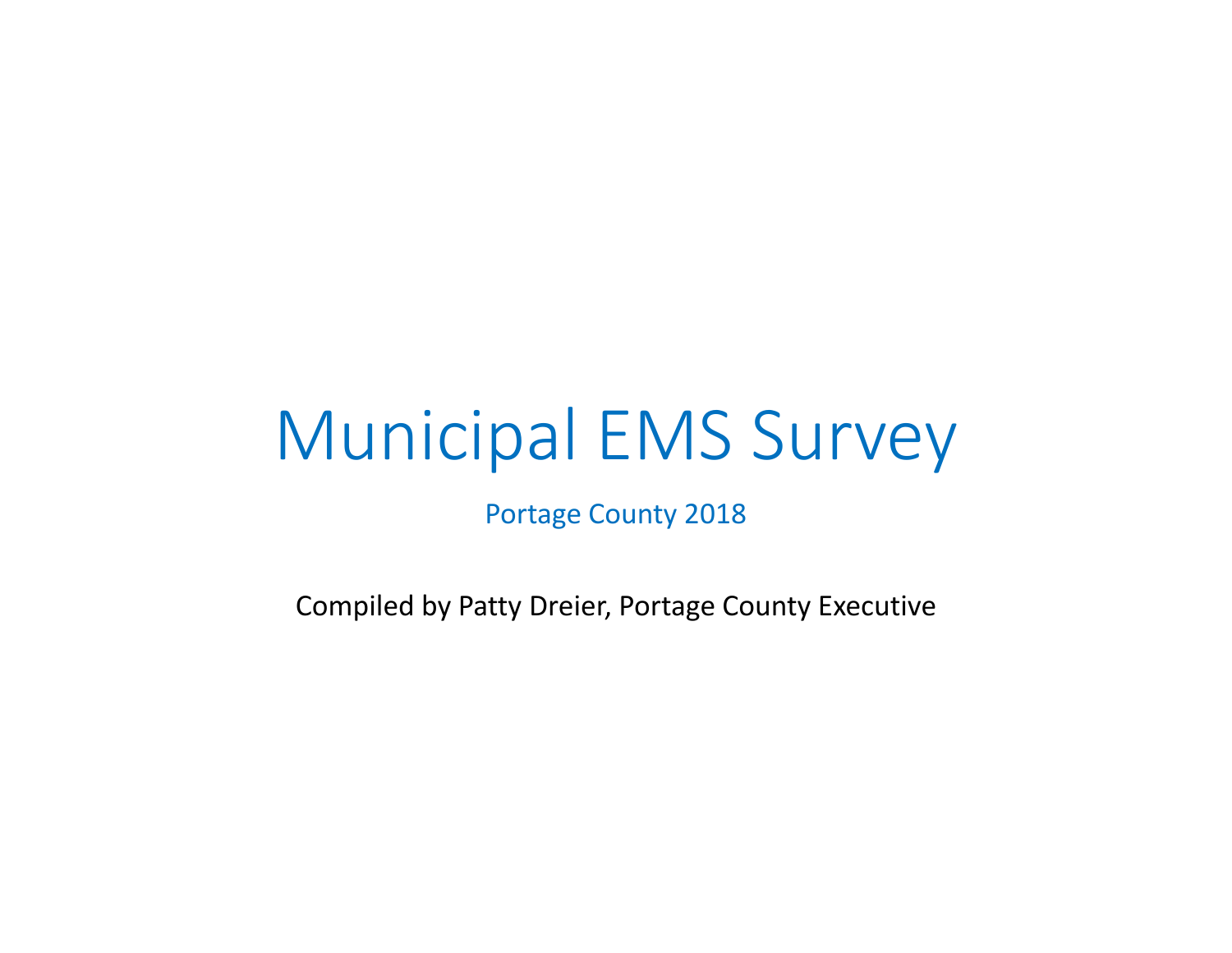# Municipal EMS Survey

Portage County 2018

Compiled by Patty Dreier, Portage County Executive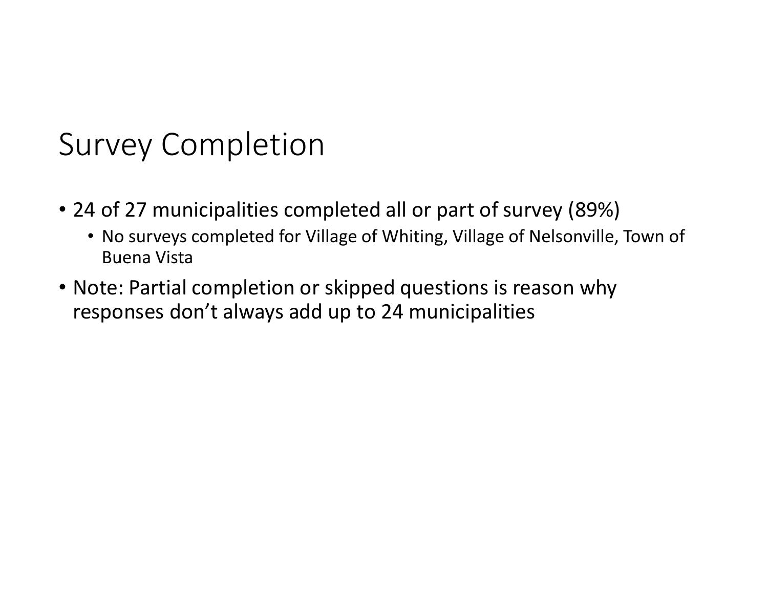# Survey Completion

- 24 of 27 municipalities completed all or part of survey (89%)
  - No surveys completed for Village of Whiting, Village of Nelsonville, Town of Buena Vista
- Note: Partial completion or skipped questions is reason why responses don't always add up to 24 municipalities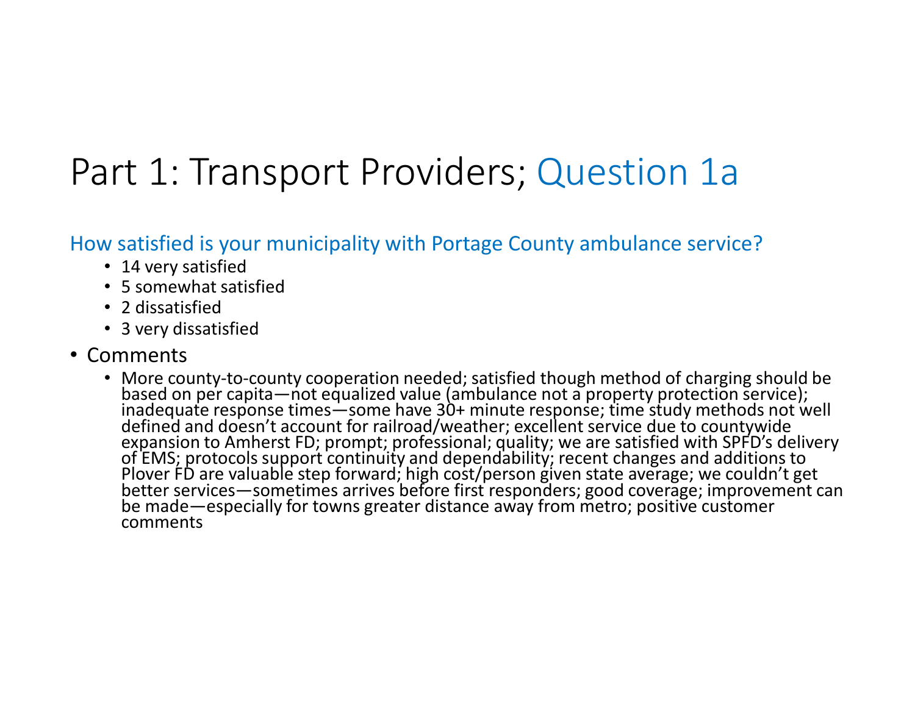# Part 1: Transport Providers; Question 1a

How satisfied is your municipality with Portage County ambulance service?

- 14 very satisfied
- 5 somewhat satisfied
- 2 dissatisfied
- 3 very dissatisfied

- Comments
  - More county-to-county cooperation needed; satisfied though method of charging should be based on per capita—not equalized value (ambulance not a property protection service); inadequate response times—some have 30+ minute response; time study methods not well defined and doesn't account for railroad/weather; excellent service due to countywide expansion to Amherst FD; prompt; professional; quality; we are satisfied with SPFD's delivery of EMS; protocols support continuity and dependability; recent changes and additions to Plover FD are valuable step forward; high cost/person given state average; we couldn't get better services—sometimes arrives before first responders; good coverage; improvement can be made—especially for towns greater distance away from metro; positive customer comments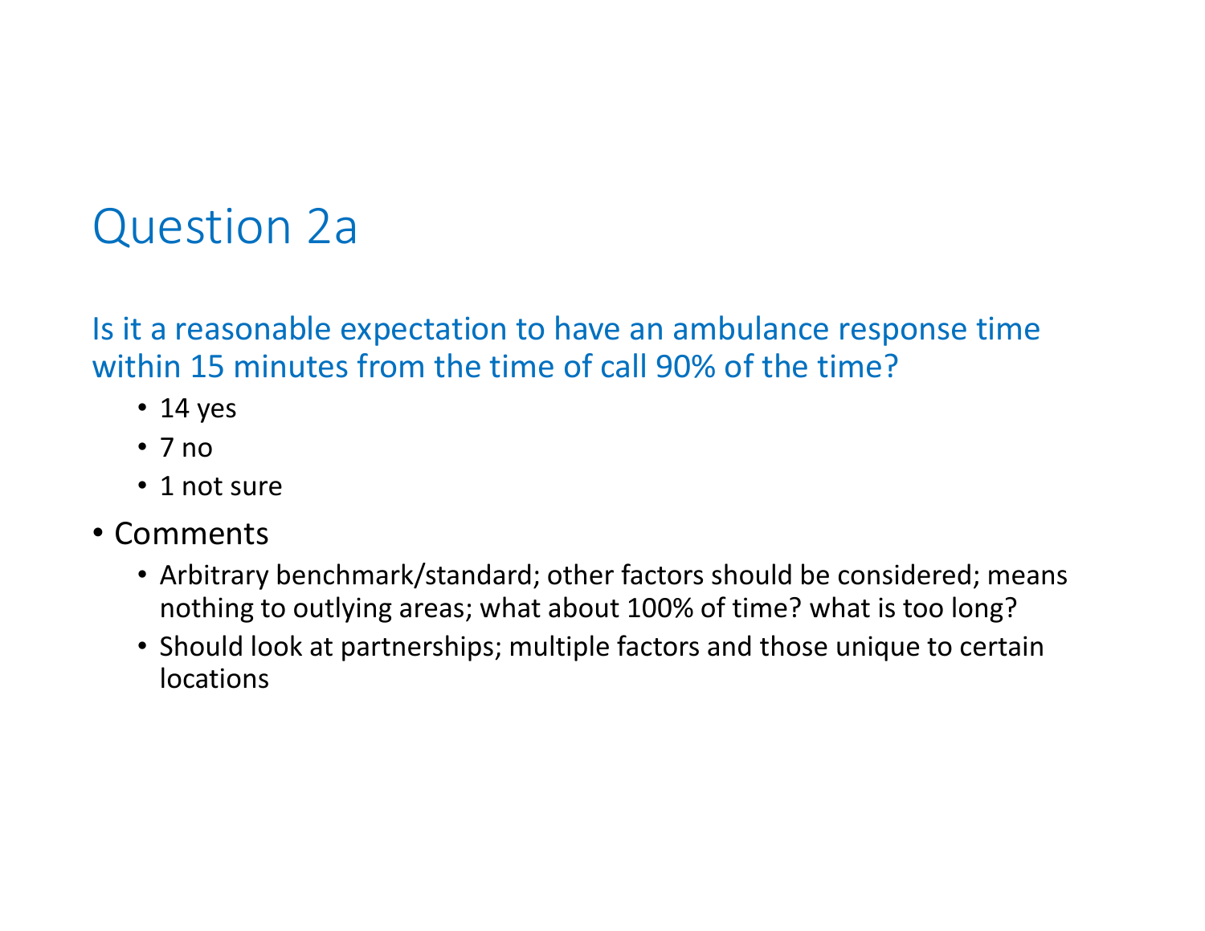# Question 2a

Is it a reasonable expectation to have an ambulance response time within 15 minutes from the time of call 90% of the time?

- 14 yes
- 7 no
- 1 not sure

- Comments
  - Arbitrary benchmark/standard; other factors should be considered; means nothing to outlying areas; what about 100% of time? what is too long?
  - Should look at partnerships; multiple factors and those unique to certain locations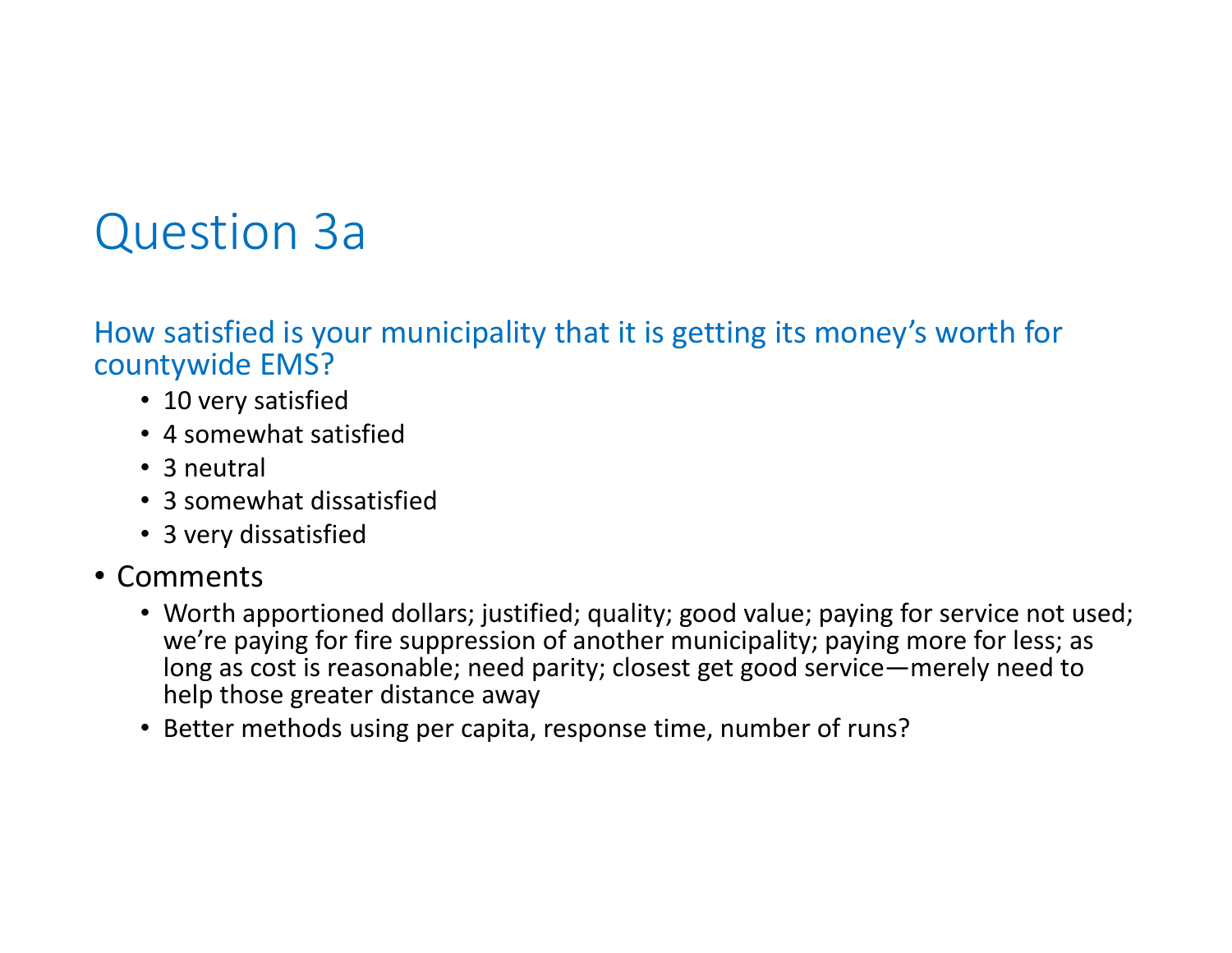# Question 3a

How satisfied is your municipality that it is getting its money's worth for countywide EMS?

- 10 very satisfied
- 4 somewhat satisfied
- 3 neutral
- 3 somewhat dissatisfied
- 3 very dissatisfied

- Comments
  - Worth apportioned dollars; justified; quality; good value; paying for service not used; we're paying for fire suppression of another municipality; paying more for less; as long as cost is reasonable; need parity; closest get good service—merely need to help those greater distance away
  - Better methods using per capita, response time, number of runs?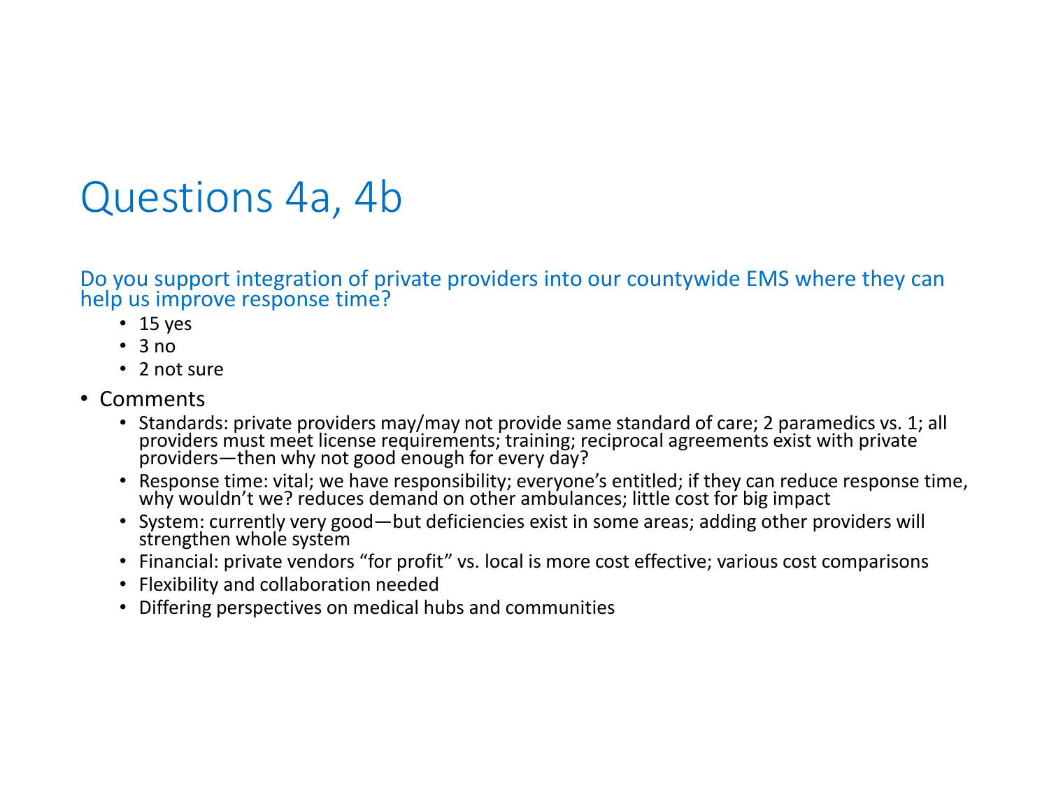# Questions 4a, 4b

Do you support integration of private providers into our countywide EMS where they can help us improve response time?

- 15 yes
- 3 no
- 2 not sure

- Comments
  - Standards: private providers may/may not provide same standard of care; 2 paramedics vs. 1; all providers must meet license requirements; training; reciprocal agreements exist with private providers—then why not good enough for every day?
  - Response time: vital; we have responsibility; everyone's entitled; if they can reduce response time, why wouldn't we? reduces demand on other ambulances; little cost for big impact
  - System: currently very good—but deficiencies exist in some areas; adding other providers will strengthen whole system
  - Financial: private vendors "for profit" vs. local is more cost effective; various cost comparisons
  - Flexibility and collaboration needed
  - Differing perspectives on medical hubs and communities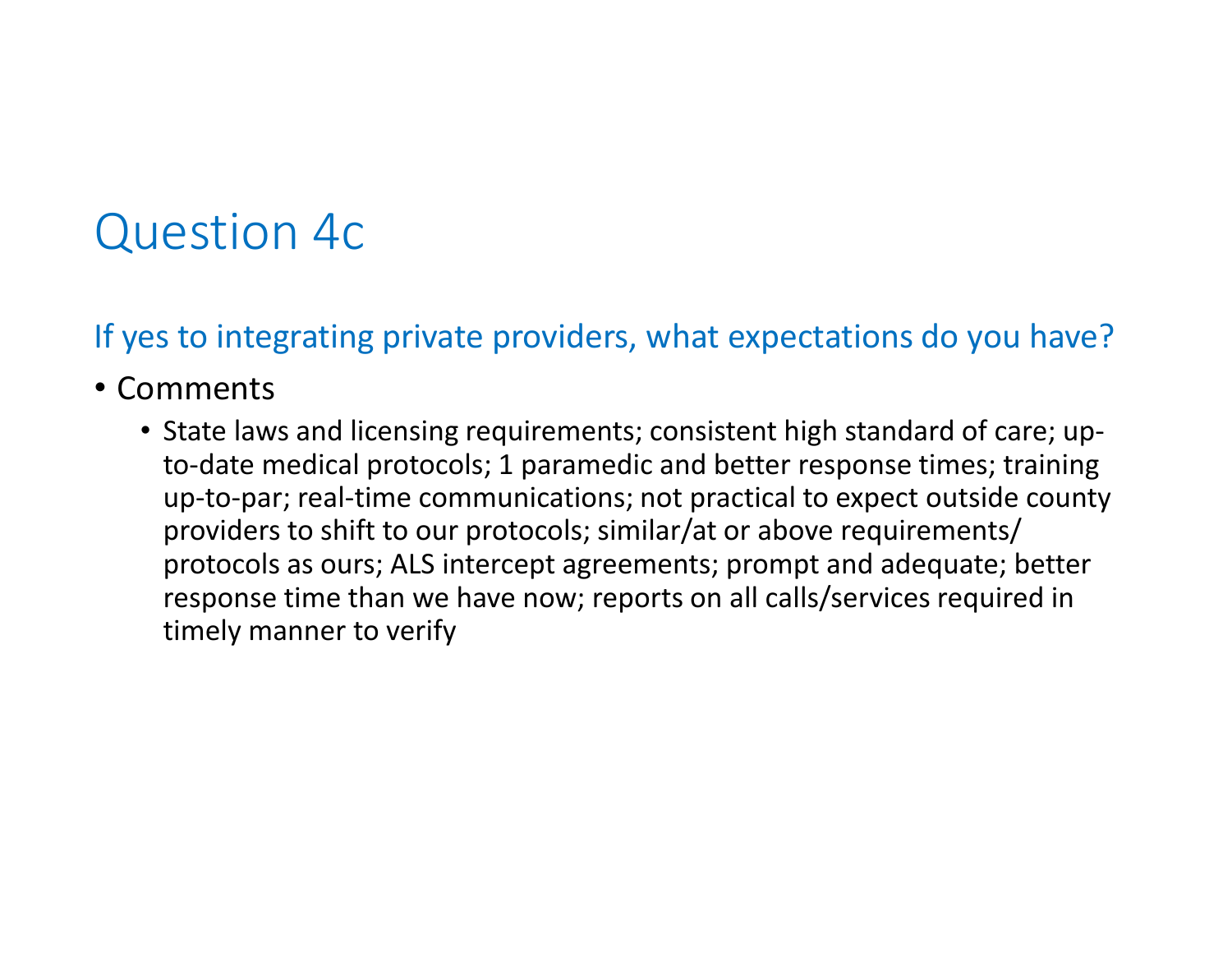# Question 4c

## If yes to integrating private providers, what expectations do you have?

- Comments
  - State laws and licensing requirements; consistent high standard of care; up-to-date medical protocols; 1 paramedic and better response times; training up-to-par; real-time communications; not practical to expect outside county providers to shift to our protocols; similar/at or above requirements/protocols as ours; ALS intercept agreements; prompt and adequate; better response time than we have now; reports on all calls/services required in timely manner to verify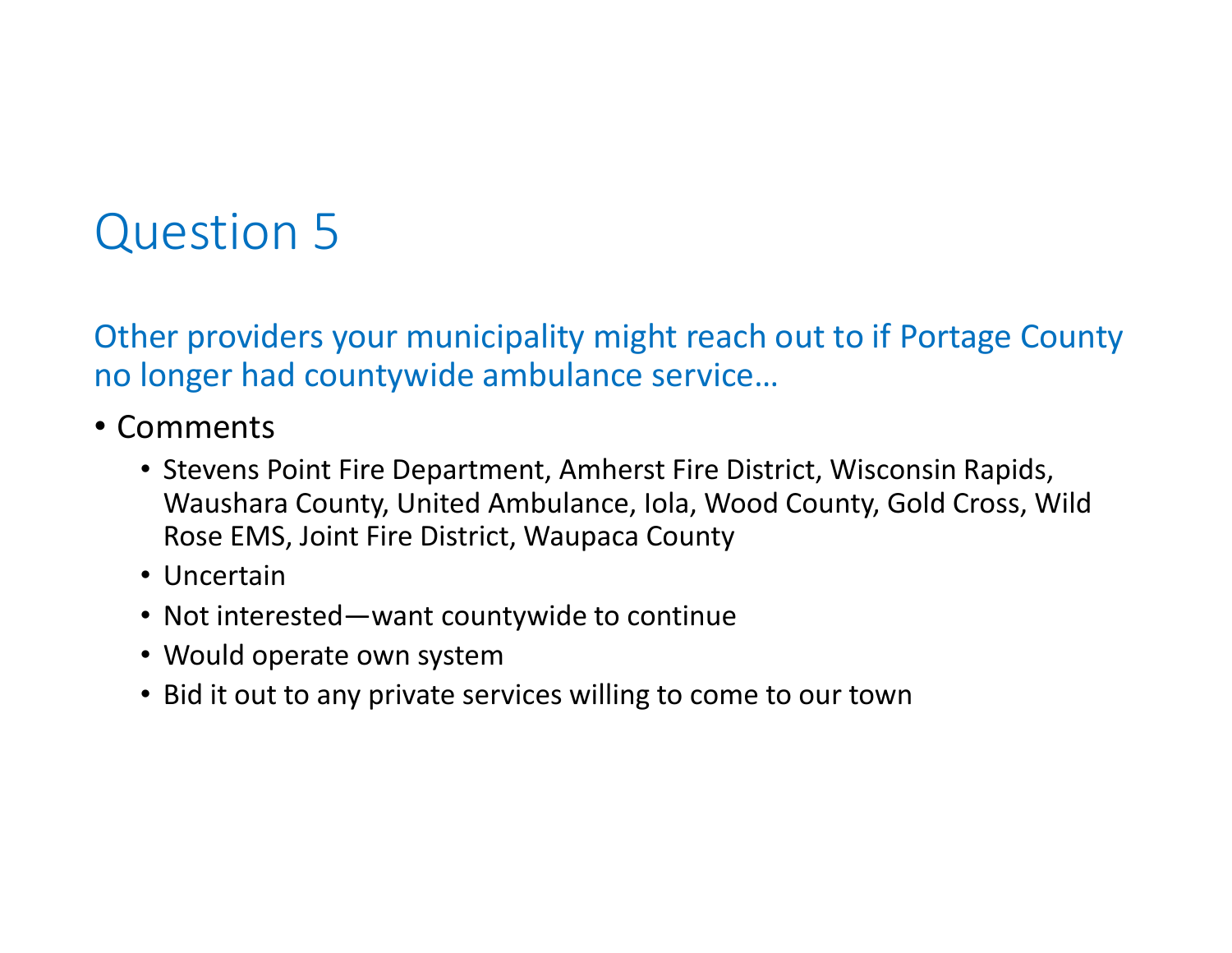# Question 5

Other providers your municipality might reach out to if Portage County no longer had countywide ambulance service…

- Comments
  - Stevens Point Fire Department, Amherst Fire District, Wisconsin Rapids, Waushara County, United Ambulance, Iola, Wood County, Gold Cross, Wild Rose EMS, Joint Fire District, Waupaca County
  - Uncertain
  - Not interested—want countywide to continue
  - Would operate own system
  - Bid it out to any private services willing to come to our town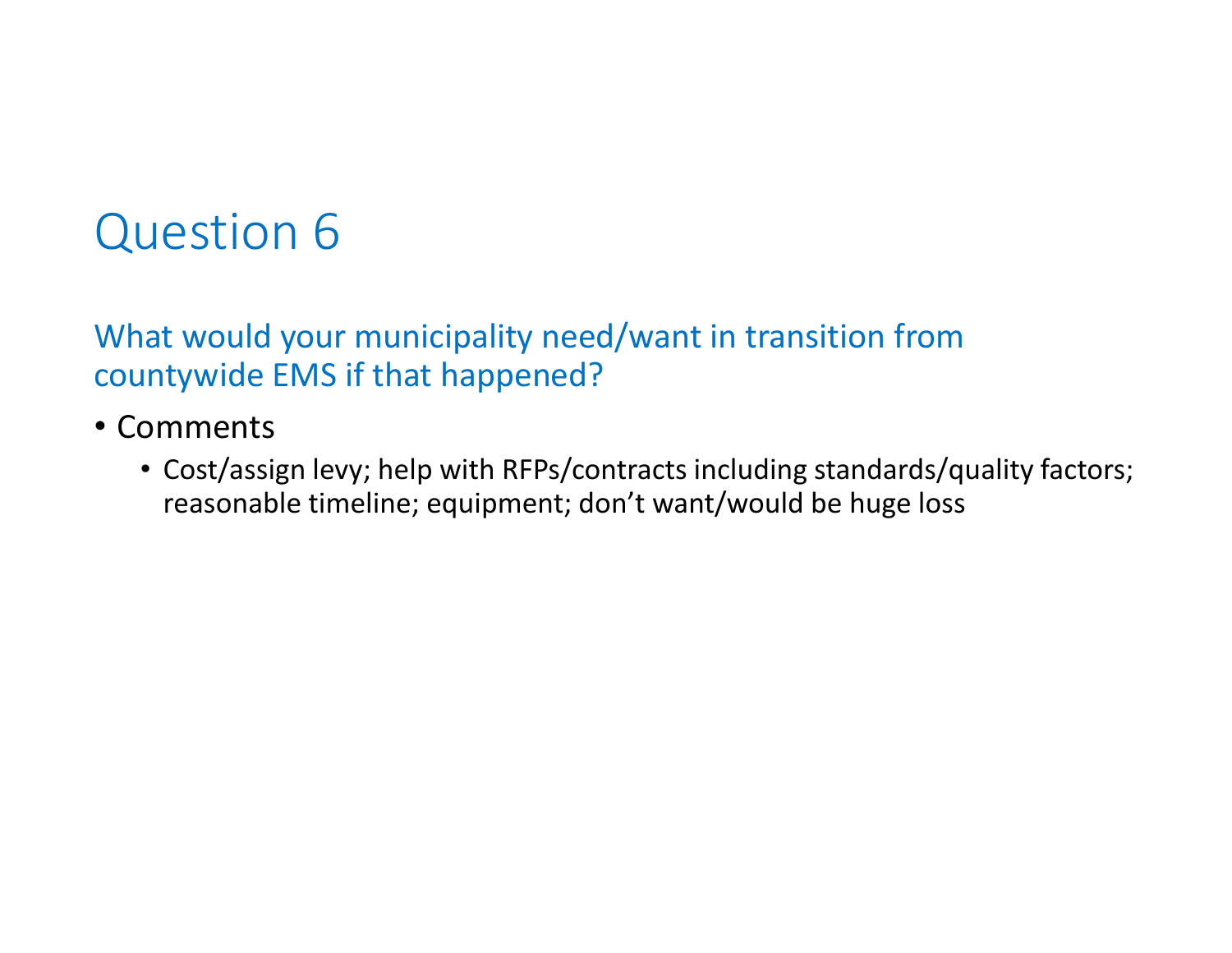# Question 6

## What would your municipality need/want in transition from countywide EMS if that happened?

- Comments
  - Cost/assign levy; help with RFPs/contracts including standards/quality factors; reasonable timeline; equipment; don’t want/would be huge loss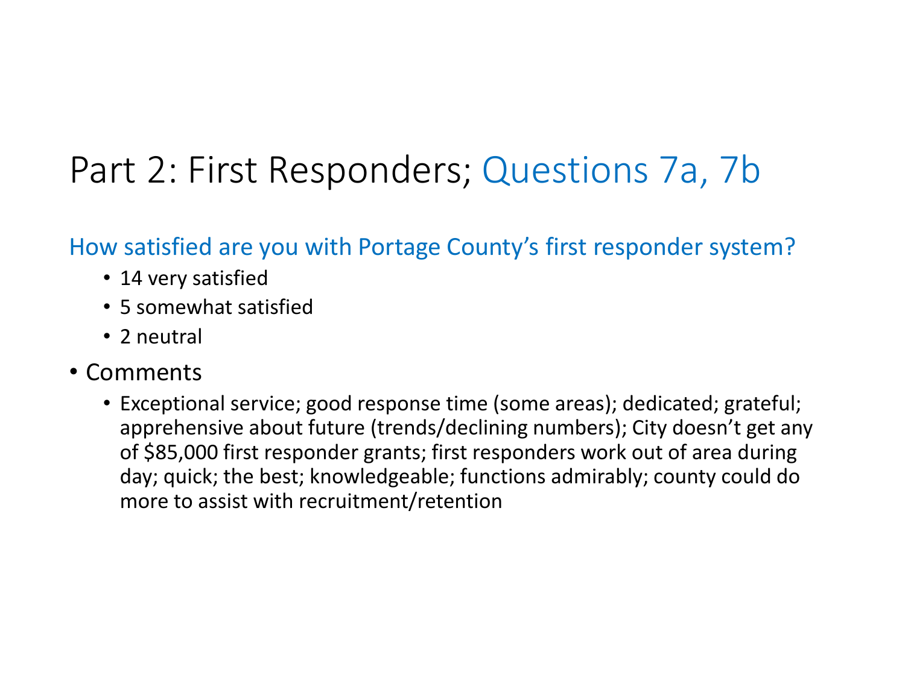# Part 2: First Responders; Questions 7a, 7b

How satisfied are you with Portage County's first responder system?

- 14 very satisfied
- 5 somewhat satisfied
- 2 neutral

- Comments
  - Exceptional service; good response time (some areas); dedicated; grateful; apprehensive about future (trends/declining numbers); City doesn't get any of $85,000 first responder grants; first responders work out of area during day; quick; the best; knowledgeable; functions admirably; county could do more to assist with recruitment/retention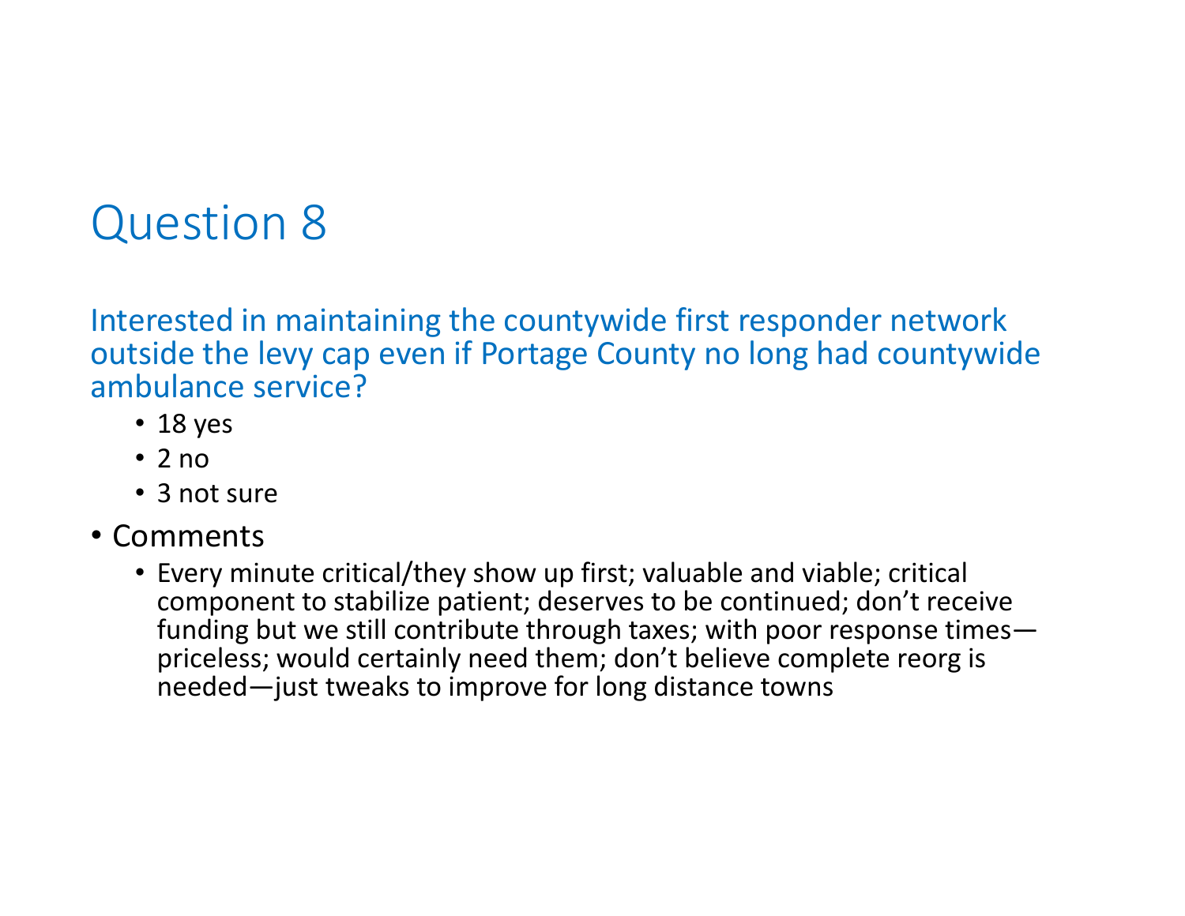# Question 8

## Interested in maintaining the countywide first responder network outside the levy cap even if Portage County no long had countywide ambulance service?

- 18 yes
- 2 no
- 3 not sure

- Comments
  - Every minute critical/they show up first; valuable and viable; critical component to stabilize patient; deserves to be continued; don't receive funding but we still contribute through taxes; with poor response times—priceless; would certainly need them; don't believe complete reorg is needed—just tweaks to improve for long distance towns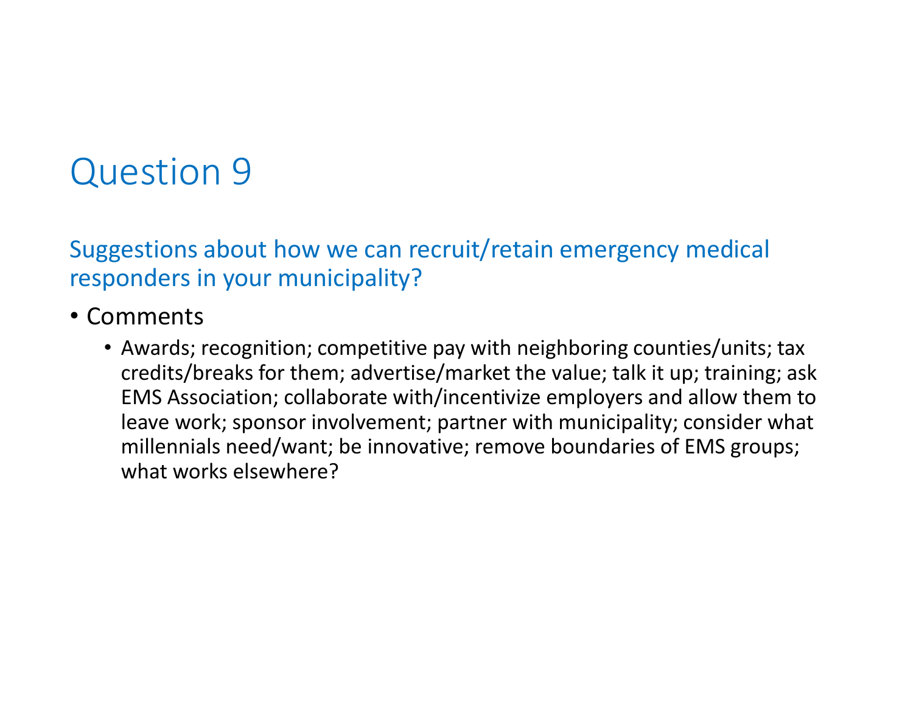# Question 9

## Suggestions about how we can recruit/retain emergency medical responders in your municipality?

- Comments
  - Awards; recognition; competitive pay with neighboring counties/units; tax credits/breaks for them; advertise/market the value; talk it up; training; ask EMS Association; collaborate with/incentivize employers and allow them to leave work; sponsor involvement; partner with municipality; consider what millennials need/want; be innovative; remove boundaries of EMS groups; what works elsewhere?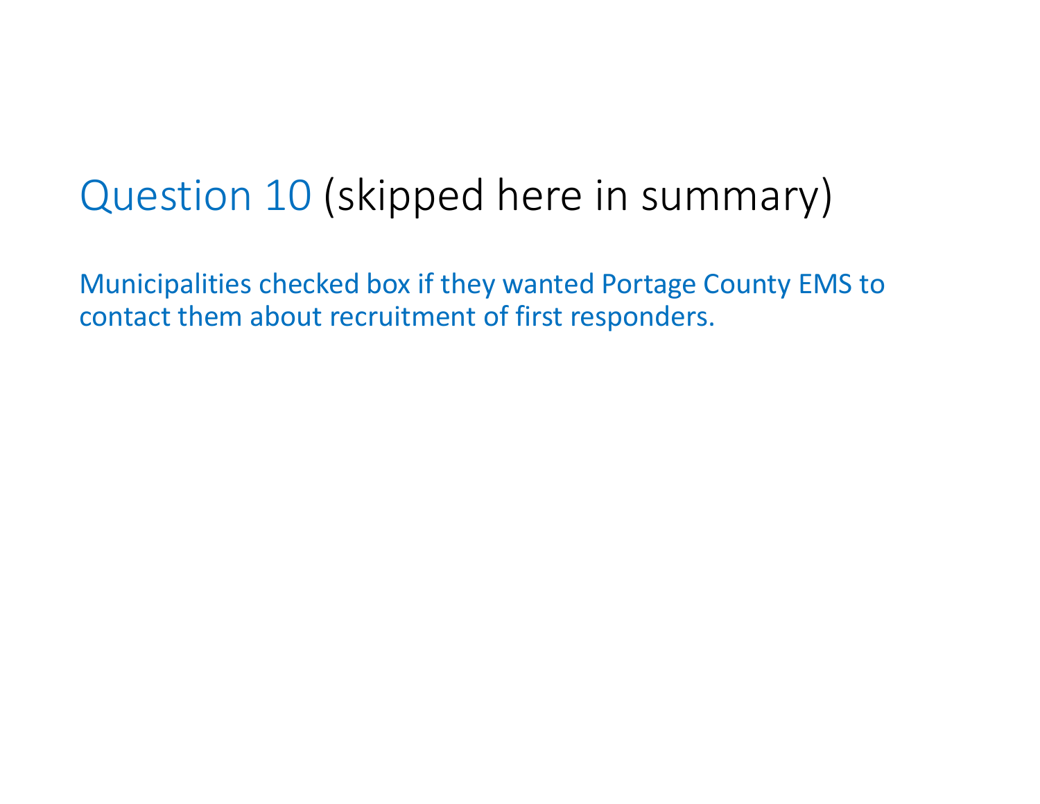# Question 10 (skipped here in summary)

Municipalities checked box if they wanted Portage County EMS to contact them about recruitment of first responders.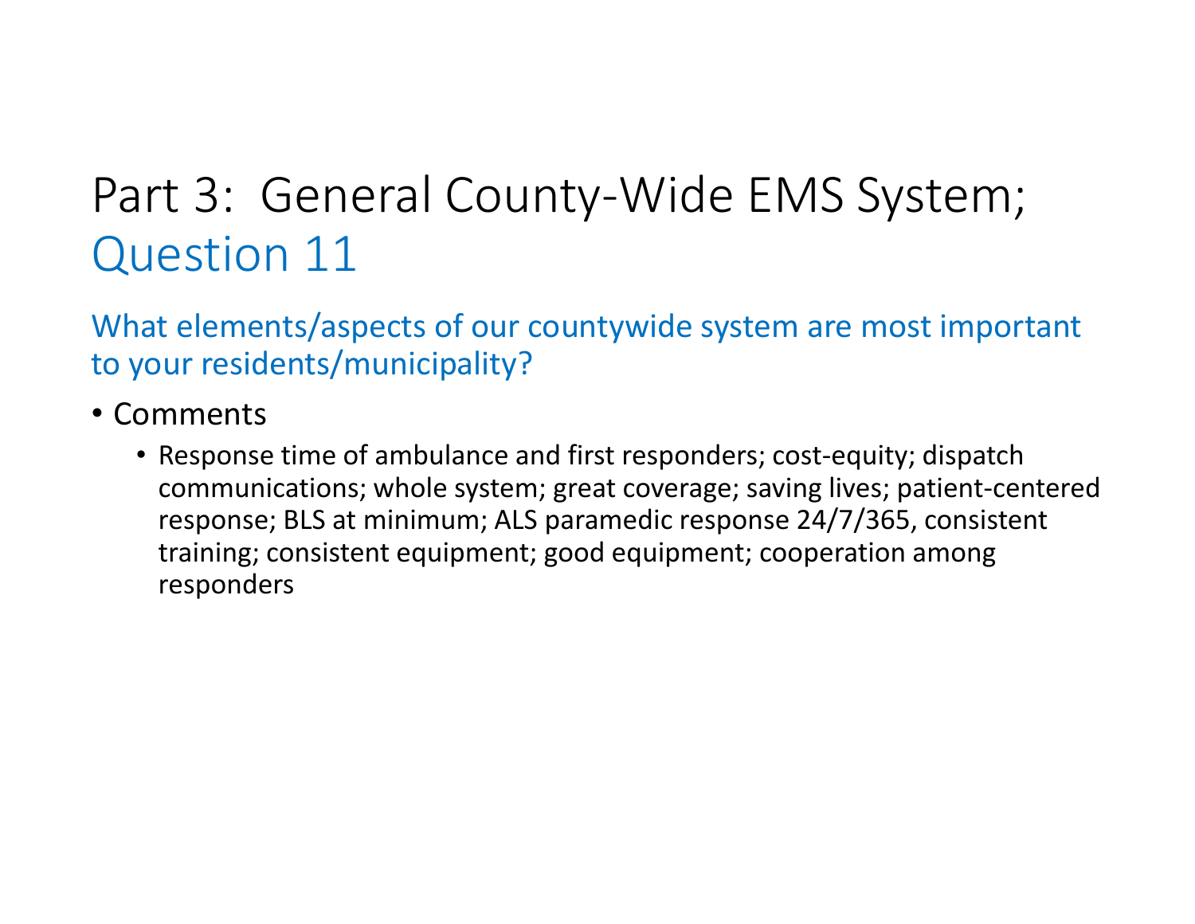# Part 3: General County-Wide EMS System; Question 11

## What elements/aspects of our countywide system are most important to your residents/municipality?

- Comments
  - Response time of ambulance and first responders; cost-equity; dispatch communications; whole system; great coverage; saving lives; patient-centered response; BLS at minimum; ALS paramedic response 24/7/365, consistent training; consistent equipment; good equipment; cooperation among responders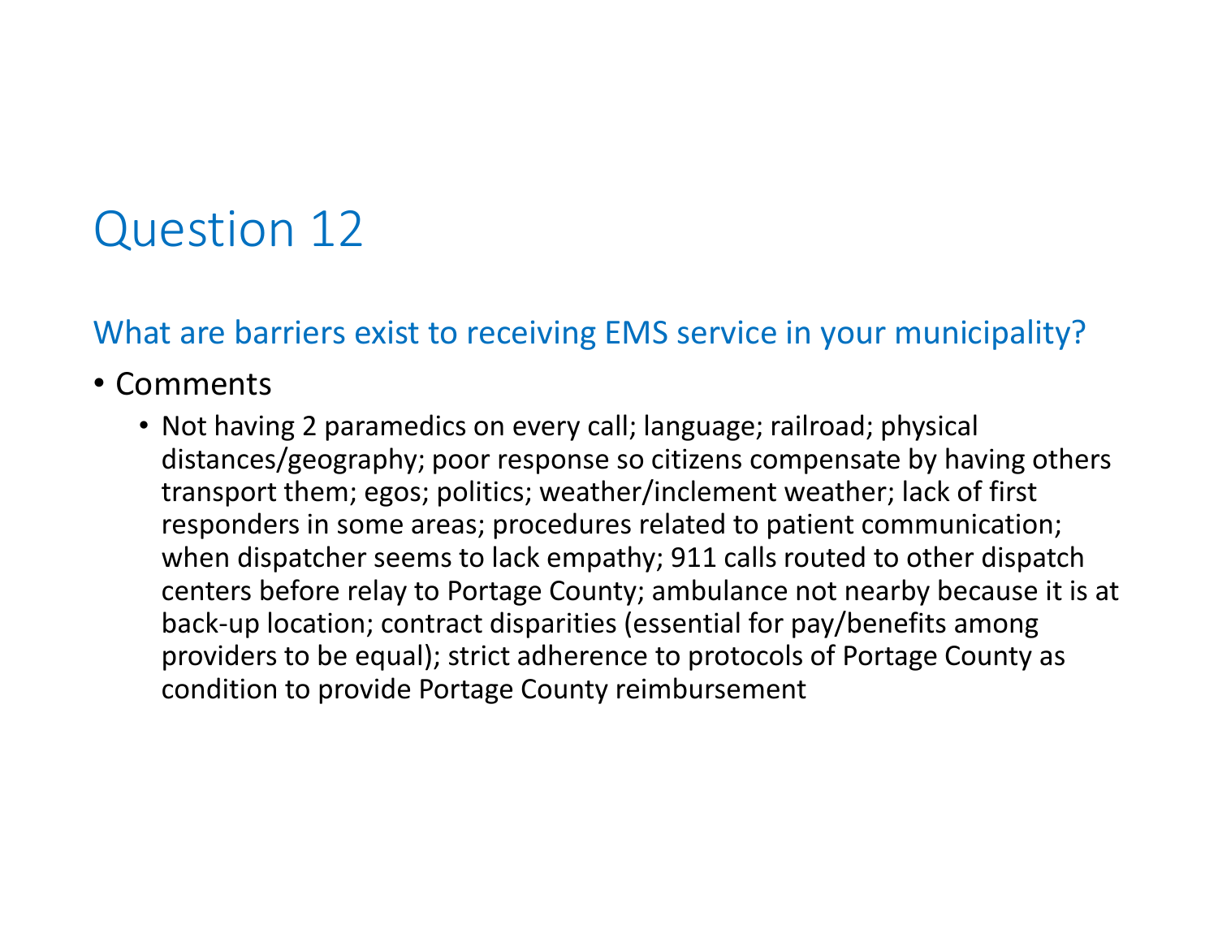# Question 12

## What are barriers exist to receiving EMS service in your municipality?

- Comments
  - Not having 2 paramedics on every call; language; railroad; physical distances/geography; poor response so citizens compensate by having others transport them; egos; politics; weather/inclement weather; lack of first responders in some areas; procedures related to patient communication; when dispatcher seems to lack empathy; 911 calls routed to other dispatch centers before relay to Portage County; ambulance not nearby because it is at back-up location; contract disparities (essential for pay/benefits among providers to be equal); strict adherence to protocols of Portage County as condition to provide Portage County reimbursement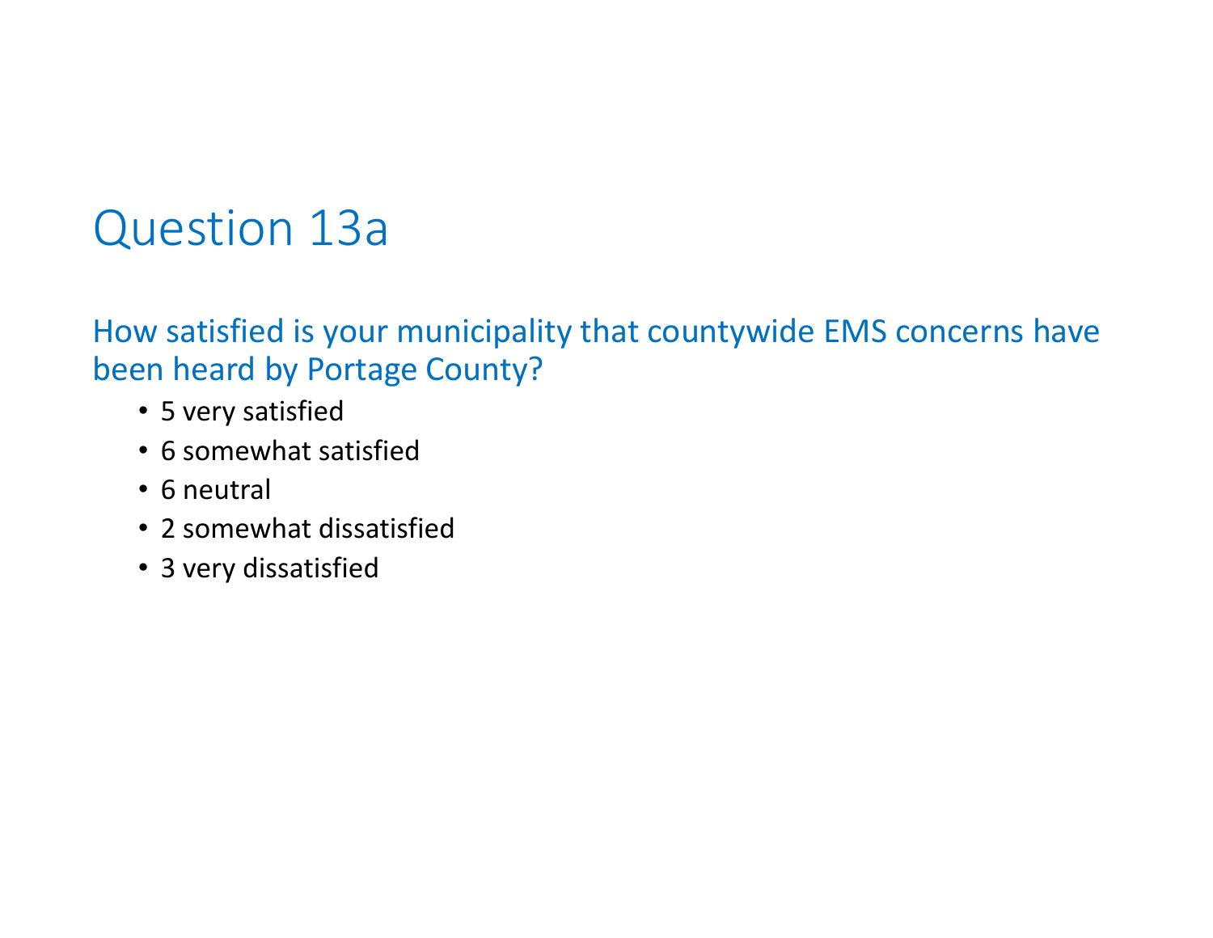# Question 13a

How satisfied is your municipality that countywide EMS concerns have been heard by Portage County?

- 5 very satisfied
- 6 somewhat satisfied
- 6 neutral
- 2 somewhat dissatisfied
- 3 very dissatisfied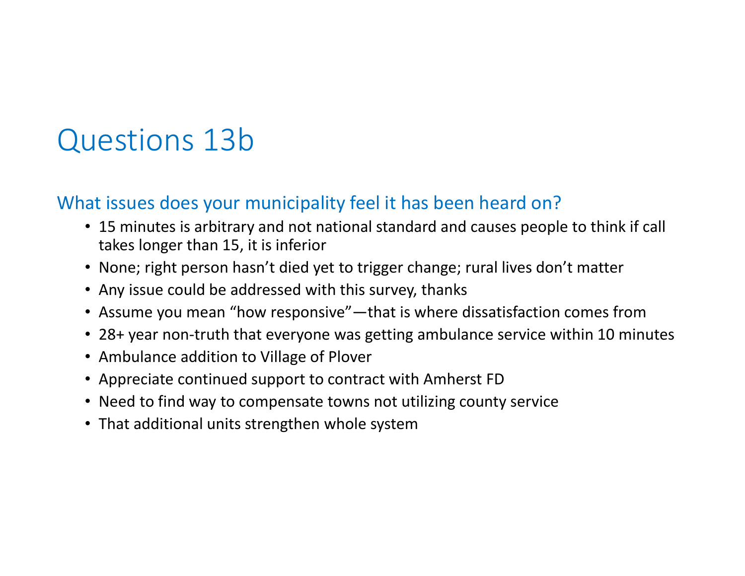# Questions 13b

## What issues does your municipality feel it has been heard on?

- 15 minutes is arbitrary and not national standard and causes people to think if call takes longer than 15, it is inferior
- None; right person hasn't died yet to trigger change; rural lives don't matter
- Any issue could be addressed with this survey, thanks
- Assume you mean "how responsive"—that is where dissatisfaction comes from
- 28+ year non-truth that everyone was getting ambulance service within 10 minutes
- Ambulance addition to Village of Plover
- Appreciate continued support to contract with Amherst FD
- Need to find way to compensate towns not utilizing county service
- That additional units strengthen whole system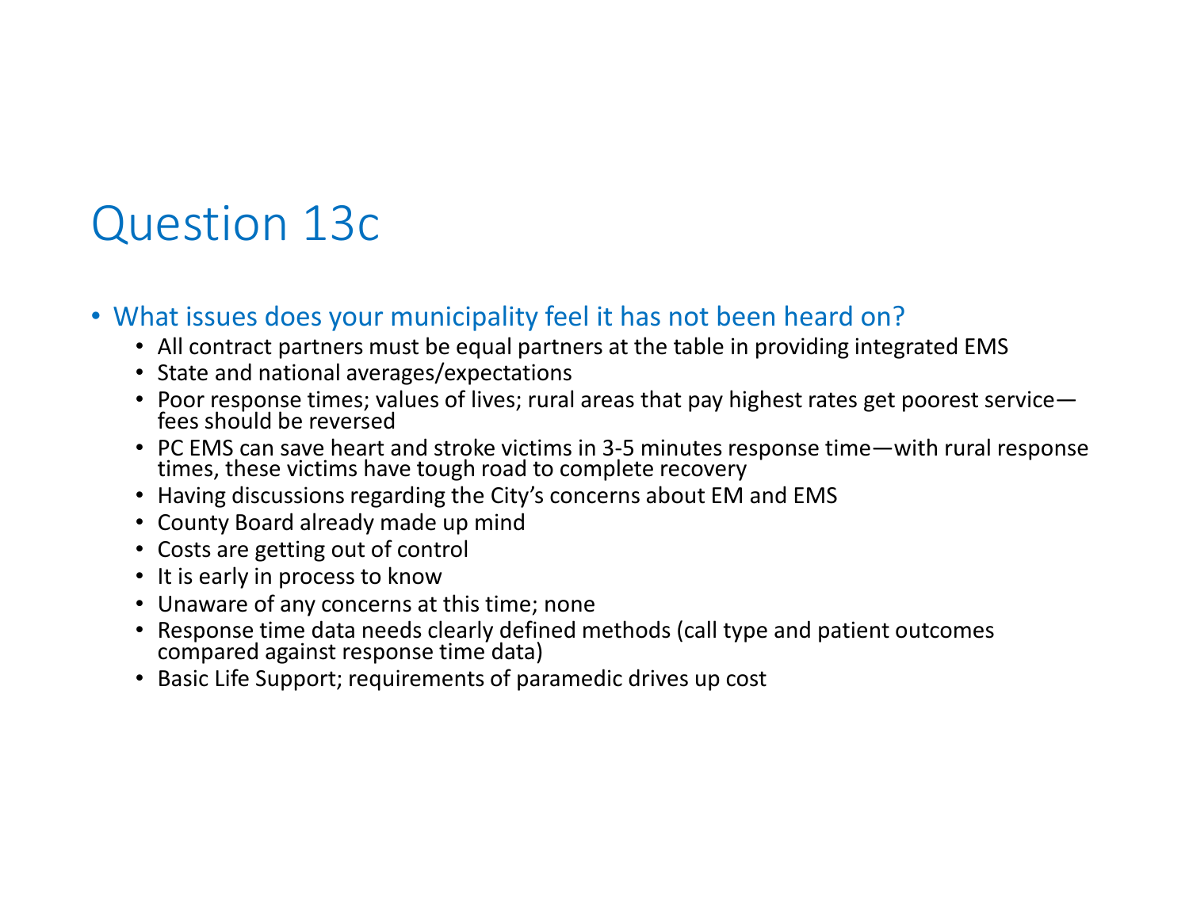# Question 13c

- What issues does your municipality feel it has not been heard on?
  - All contract partners must be equal partners at the table in providing integrated EMS
  - State and national averages/expectations
  - Poor response times; values of lives; rural areas that pay highest rates get poorest service—fees should be reversed
  - PC EMS can save heart and stroke victims in 3-5 minutes response time—with rural response times, these victims have tough road to complete recovery
  - Having discussions regarding the City's concerns about EM and EMS
  - County Board already made up mind
  - Costs are getting out of control
  - It is early in process to know
  - Unaware of any concerns at this time; none
  - Response time data needs clearly defined methods (call type and patient outcomes compared against response time data)
  - Basic Life Support; requirements of paramedic drives up cost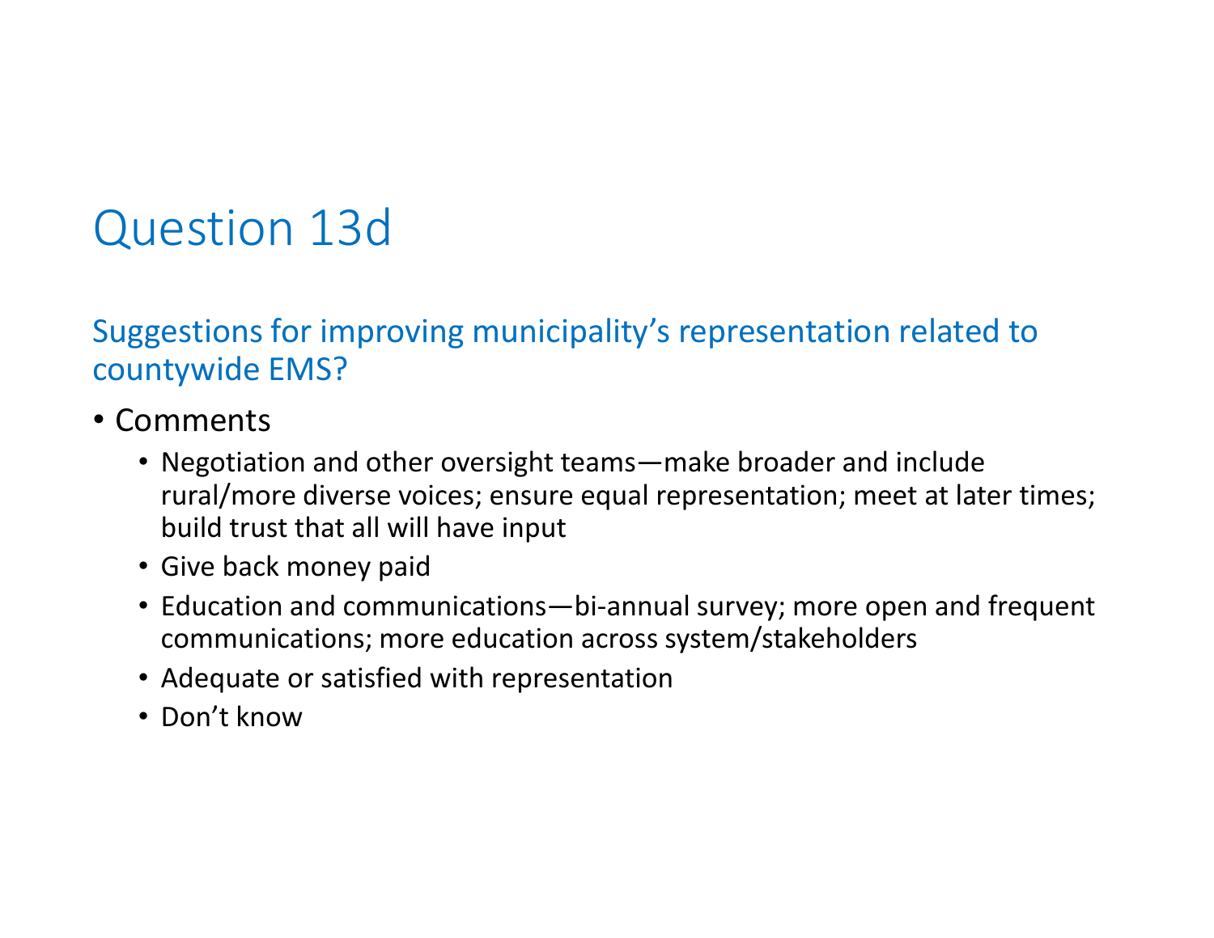# Question 13d

## Suggestions for improving municipality's representation related to countywide EMS?

- Comments
  - Negotiation and other oversight teams—make broader and include rural/more diverse voices; ensure equal representation; meet at later times; build trust that all will have input
  - Give back money paid
  - Education and communications—bi-annual survey; more open and frequent communications; more education across system/stakeholders
  - Adequate or satisfied with representation
  - Don't know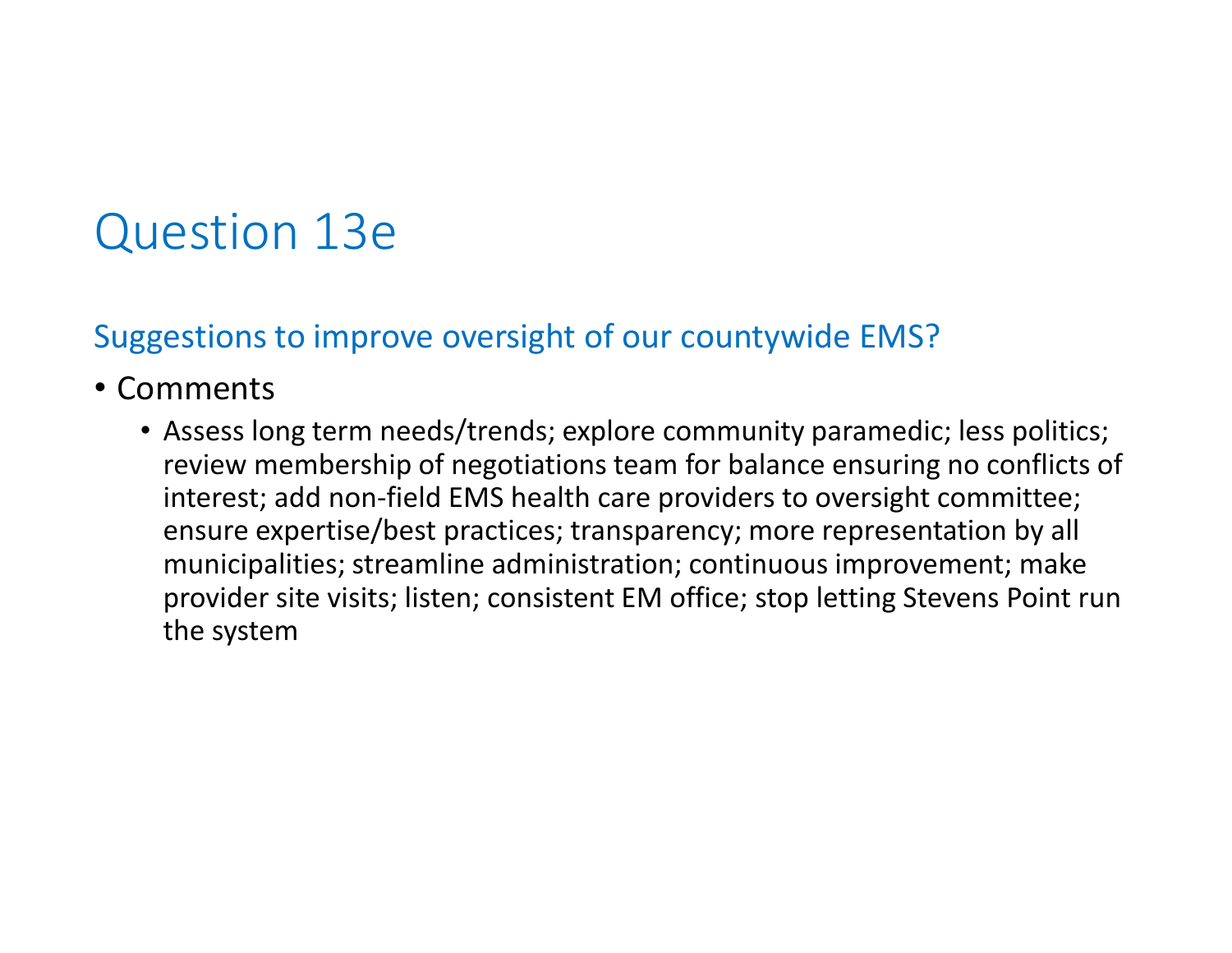# Question 13e

## Suggestions to improve oversight of our countywide EMS?

- Comments
  - Assess long term needs/trends; explore community paramedic; less politics; review membership of negotiations team for balance ensuring no conflicts of interest; add non-field EMS health care providers to oversight committee; ensure expertise/best practices; transparency; more representation by all municipalities; streamline administration; continuous improvement; make provider site visits; listen; consistent EM office; stop letting Stevens Point run the system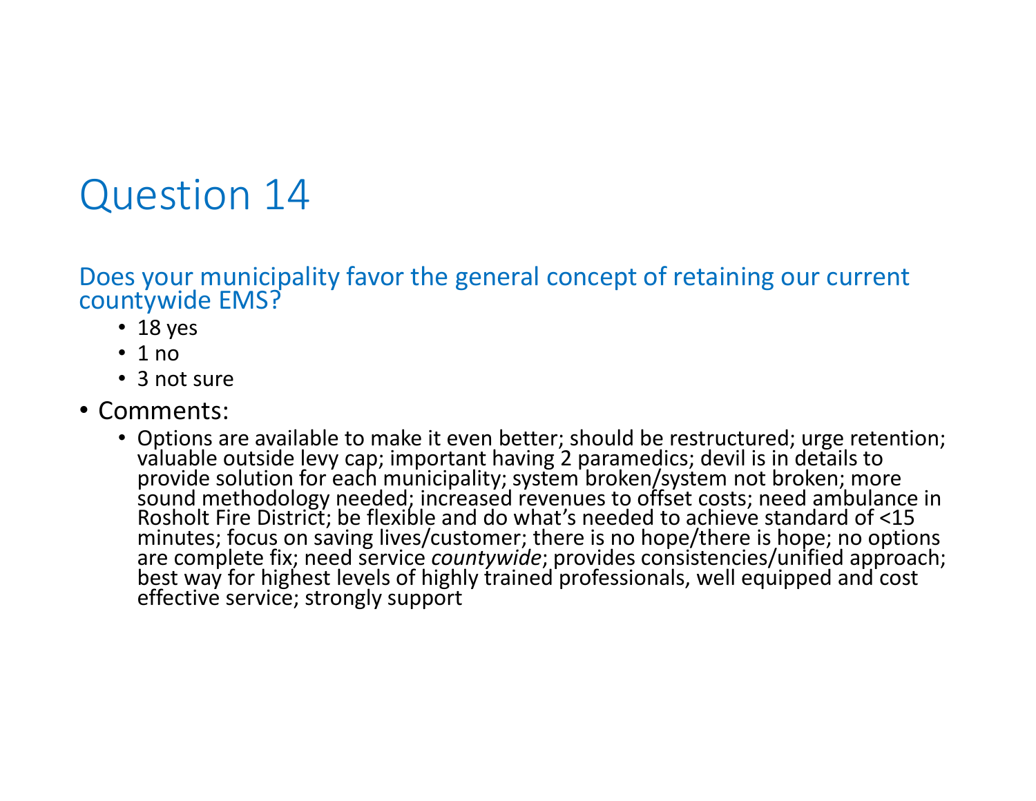# Question 14

Does your municipality favor the general concept of retaining our current countywide EMS?

- 18 yes
- 1 no
- 3 not sure

- Comments:
  - Options are available to make it even better; should be restructured; urge retention; valuable outside levy cap; important having 2 paramedics; devil is in details to provide solution for each municipality; system broken/system not broken; more sound methodology needed; increased revenues to offset costs; need ambulance in Rosholt Fire District; be flexible and do what's needed to achieve standard of <15 minutes; focus on saving lives/customer; there is no hope/there is hope; no options are complete fix; need service *countywide*; provides consistencies/unified approach; best way for highest levels of highly trained professionals, well equipped and cost effective service; strongly support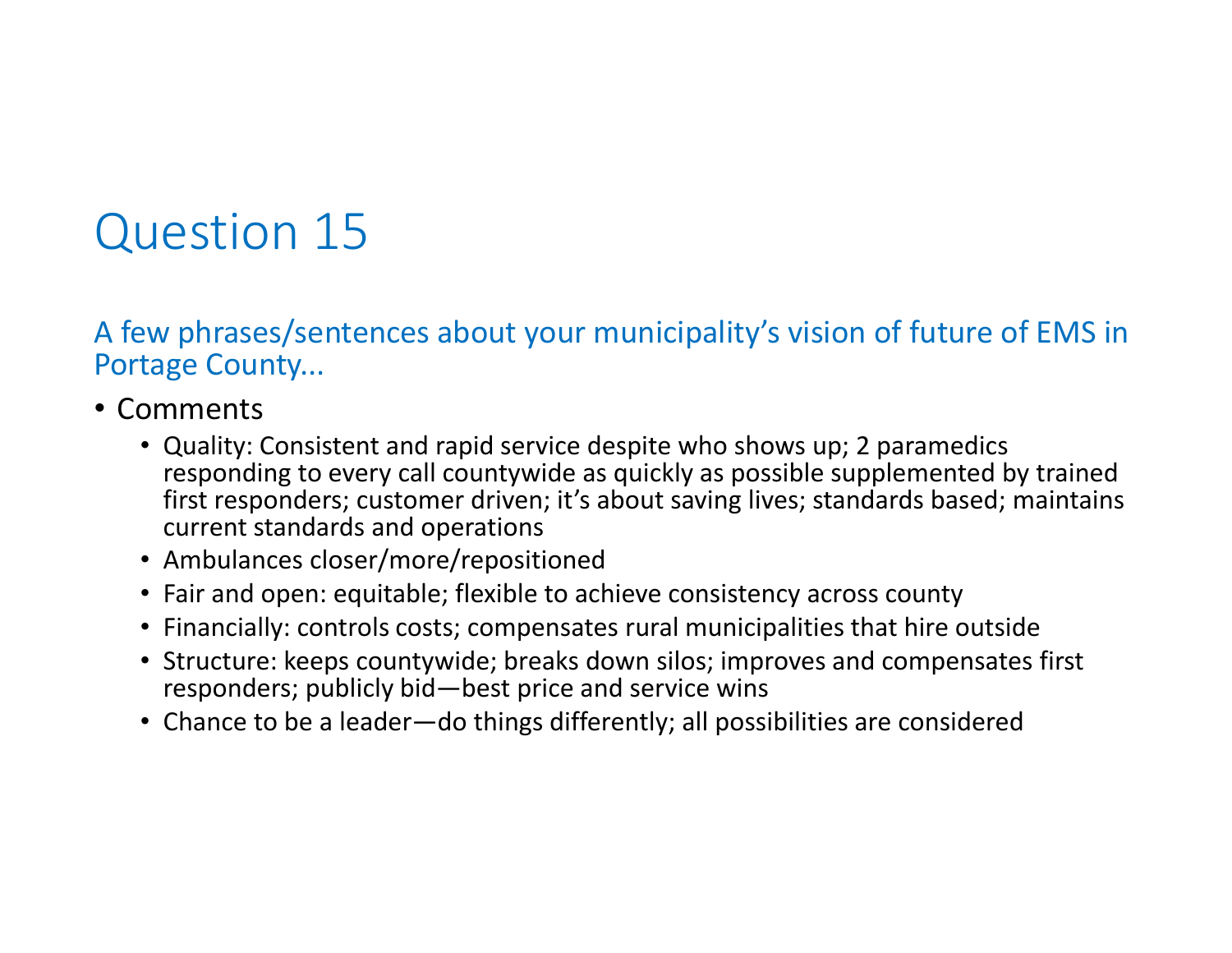# Question 15

## A few phrases/sentences about your municipality's vision of future of EMS in Portage County...

- Comments
  - Quality: Consistent and rapid service despite who shows up; 2 paramedics responding to every call countywide as quickly as possible supplemented by trained first responders; customer driven; it's about saving lives; standards based; maintains current standards and operations
  - Ambulances closer/more/repositioned
  - Fair and open: equitable; flexible to achieve consistency across county
  - Financially: controls costs; compensates rural municipalities that hire outside
  - Structure: keeps countywide; breaks down silos; improves and compensates first responders; publicly bid—best price and service wins
  - Chance to be a leader—do things differently; all possibilities are considered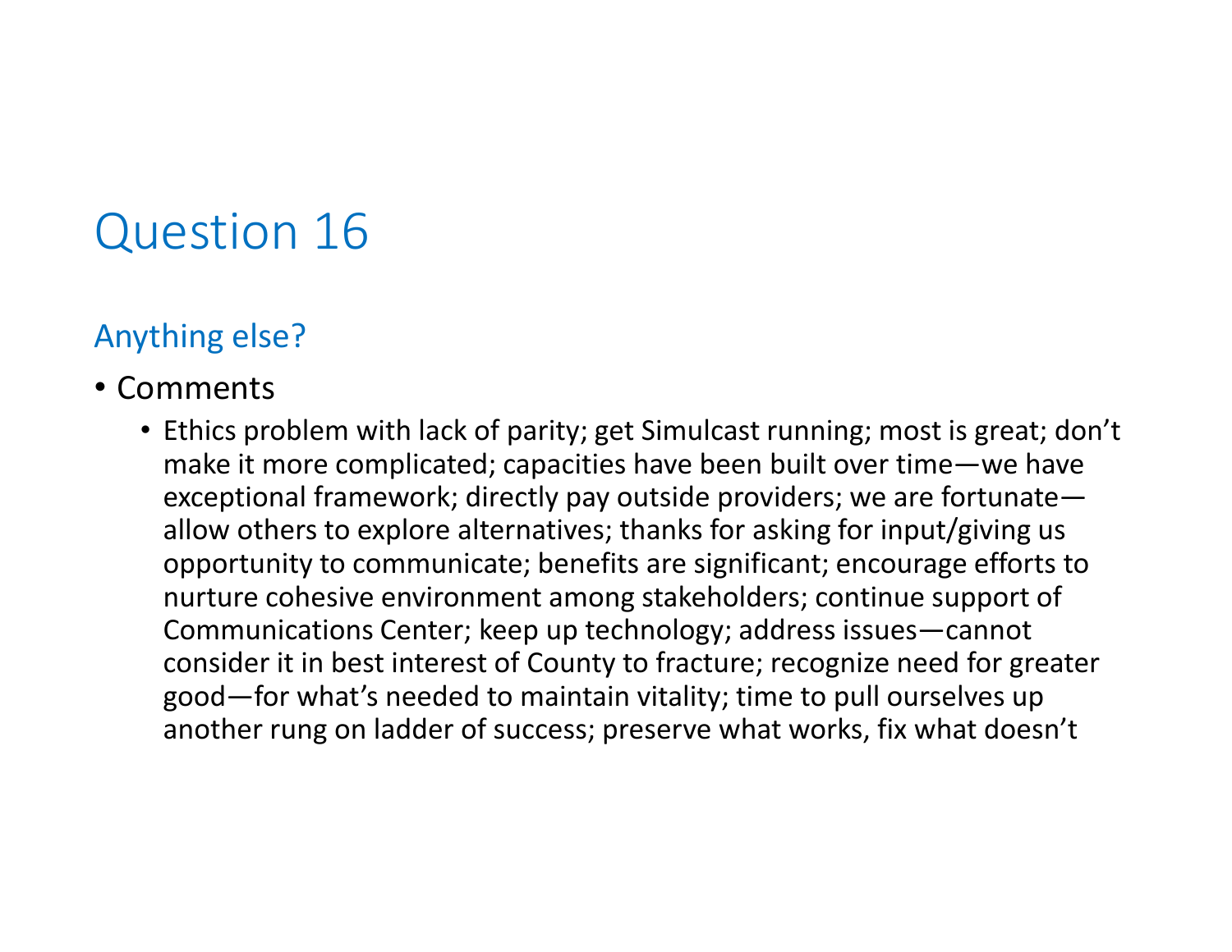# Question 16

## Anything else?

- Comments
  - Ethics problem with lack of parity; get Simulcast running; most is great; don’t make it more complicated; capacities have been built over time—we have exceptional framework; directly pay outside providers; we are fortunate—allow others to explore alternatives; thanks for asking for input/giving us opportunity to communicate; benefits are significant; encourage efforts to nurture cohesive environment among stakeholders; continue support of Communications Center; keep up technology; address issues—cannot consider it in best interest of County to fracture; recognize need for greater good—for what’s needed to maintain vitality; time to pull ourselves up another rung on ladder of success; preserve what works, fix what doesn’t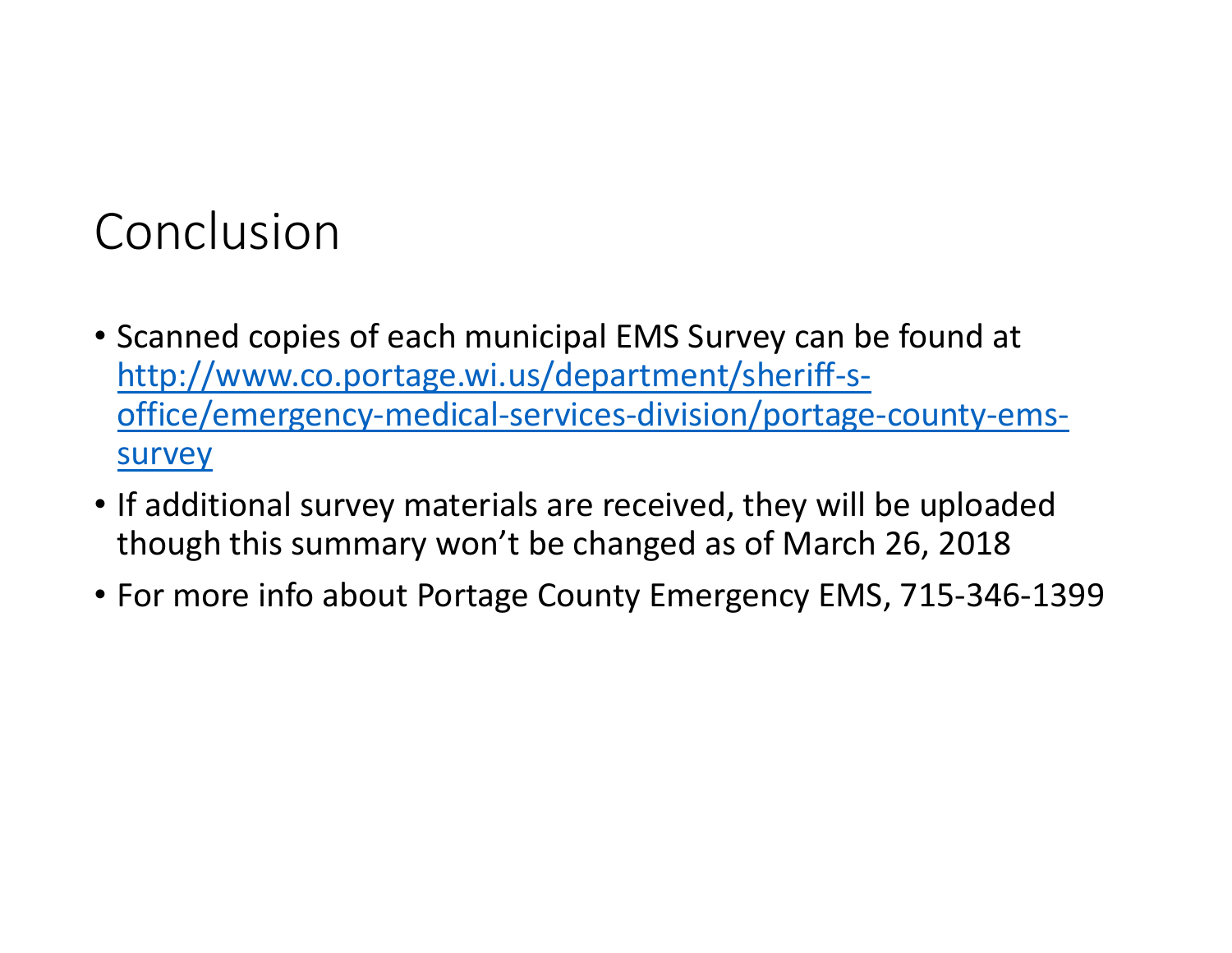# Conclusion

- Scanned copies of each municipal EMS Survey can be found at http://www.co.portage.wi.us/department/sheriff-s-office/emergency-medical-services-division/portage-county-ems-survey
- If additional survey materials are received, they will be uploaded though this summary won't be changed as of March 26, 2018
- For more info about Portage County Emergency EMS, 715-346-1399